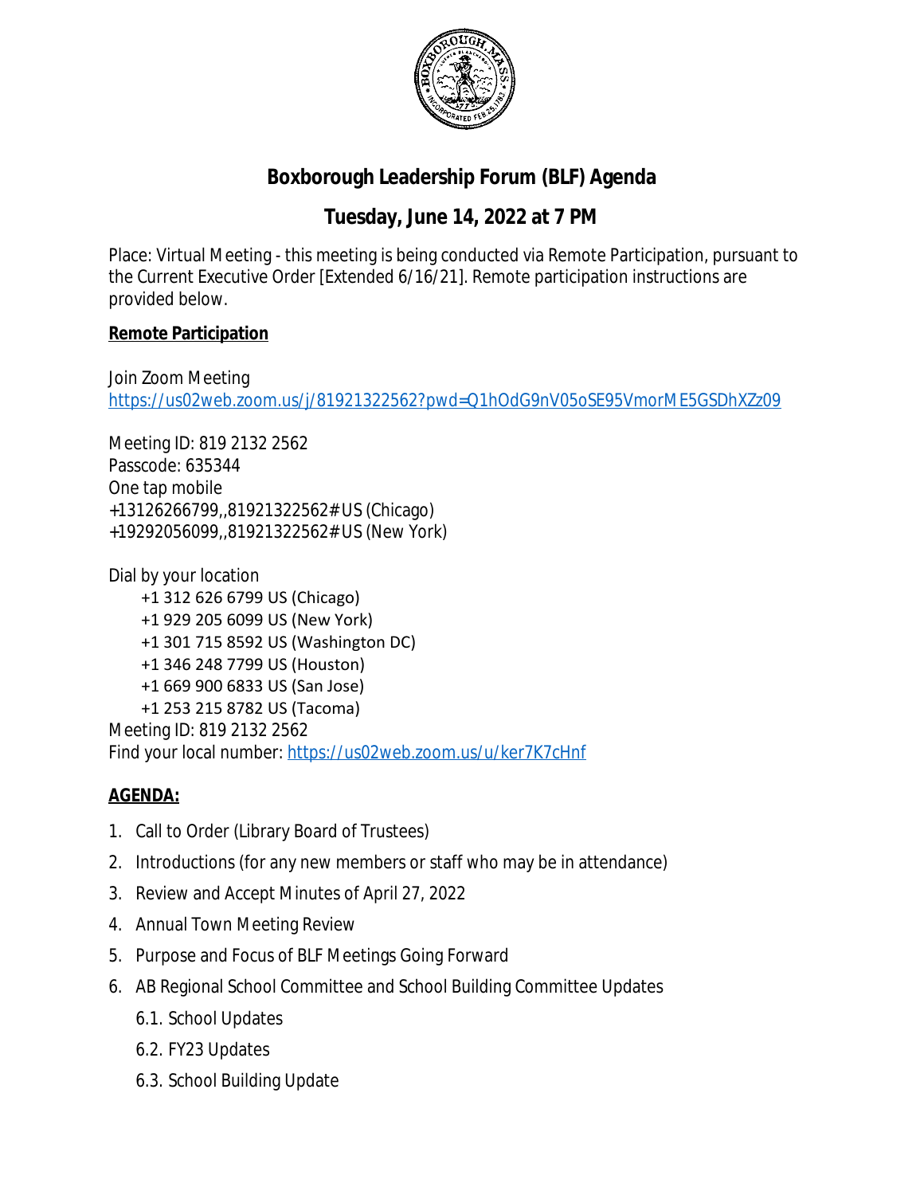# Boxborough Leadership Forum (BLF) Agenda

## Tuesday, June 14, 2022 at 7 PM

Place: Virtual Meeting - this meeting is being conducted via Remote Participation, pursuant to the Current Executive Order [Extended 6/16/21]. Remote participation instructions are provided below.

**Remote Participation**

Join Zoom Meeting
https://us02web.zoom.us/j/81921322562?pwd=Q1hOdG9nV05oSE95VmorME5GSDhXZz09

Meeting ID: 819 2132 2562
Passcode: 635344
One tap mobile
+13126266799,,81921322562# US (Chicago)
+19292056099,,81921322562# US (New York)

Dial by your location
- +1 312 626 6799 US (Chicago)
- +1 929 205 6099 US (New York)
- +1 301 715 8592 US (Washington DC)
- +1 346 248 7799 US (Houston)
- +1 669 900 6833 US (San Jose)
- +1 253 215 8782 US (Tacoma)

Meeting ID: 819 2132 2562
Find your local number: https://us02web.zoom.us/u/ker7K7cHnf

**AGENDA:**

1. Call to Order (Library Board of Trustees)
2. Introductions (for any new members or staff who may be in attendance)
3. Review and Accept Minutes of April 27, 2022
4. Annual Town Meeting Review
5. Purpose and Focus of BLF Meetings Going Forward
6. AB Regional School Committee and School Building Committee Updates
   - 6.1. School Updates
   - 6.2. FY23 Updates
   - 6.3. School Building Update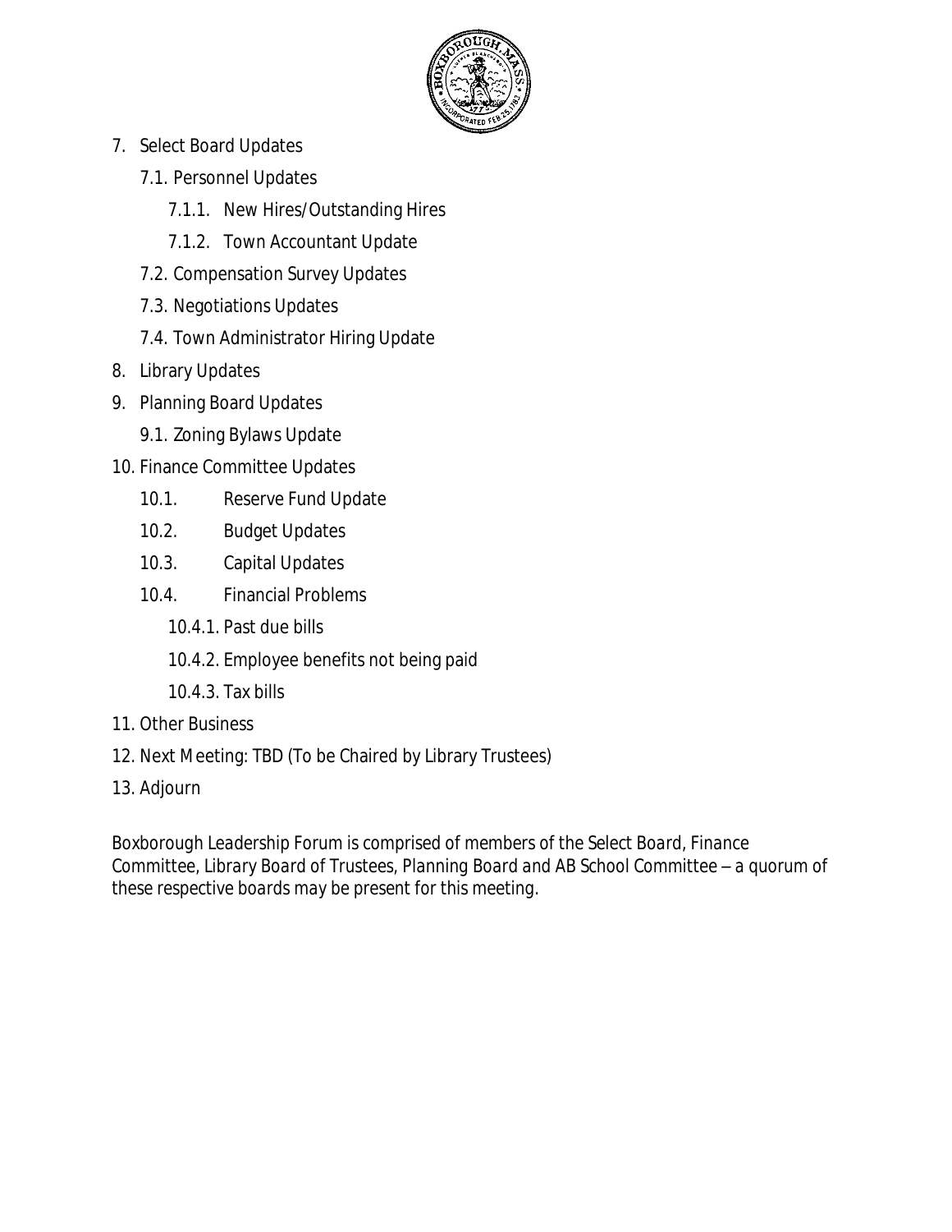7. Select Board Updates
    7.1. Personnel Updates
        7.1.1. New Hires/Outstanding Hires
        7.1.2. Town Accountant Update
    7.2. Compensation Survey Updates
    7.3. Negotiations Updates
    7.4. Town Administrator Hiring Update
8. Library Updates
9. Planning Board Updates
    9.1. Zoning Bylaws Update
10. Finance Committee Updates
    10.1. Reserve Fund Update
    10.2. Budget Updates
    10.3. Capital Updates
    10.4. Financial Problems
        10.4.1. Past due bills
        10.4.2. Employee benefits not being paid
        10.4.3. Tax bills
11. Other Business
12. Next Meeting: TBD (To be Chaired by Library Trustees)
13. Adjourn

*Boxborough Leadership Forum is comprised of members of the Select Board, Finance Committee, Library Board of Trustees, Planning Board and AB School Committee – a quorum of these respective boards may be present for this meeting.*